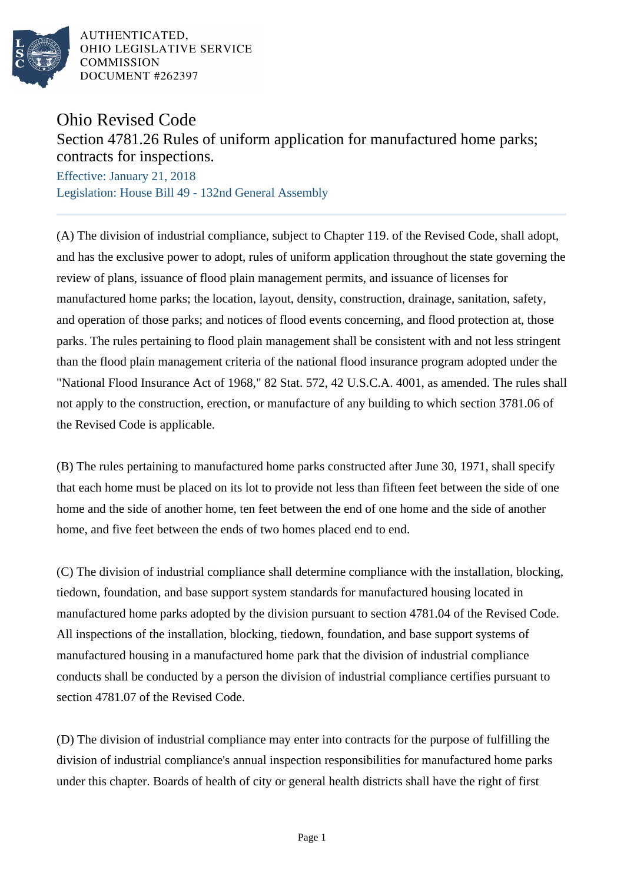AUTHENTICATED,
OHIO LEGISLATIVE SERVICE
COMMISSION
DOCUMENT #262397

# Ohio Revised Code

## Section 4781.26 Rules of uniform application for manufactured home parks; contracts for inspections.

Effective: January 21, 2018

Legislation: House Bill 49 - 132nd General Assembly

(A) The division of industrial compliance, subject to Chapter 119. of the Revised Code, shall adopt, and has the exclusive power to adopt, rules of uniform application throughout the state governing the review of plans, issuance of flood plain management permits, and issuance of licenses for manufactured home parks; the location, layout, density, construction, drainage, sanitation, safety, and operation of those parks; and notices of flood events concerning, and flood protection at, those parks. The rules pertaining to flood plain management shall be consistent with and not less stringent than the flood plain management criteria of the national flood insurance program adopted under the "National Flood Insurance Act of 1968," 82 Stat. 572, 42 U.S.C.A. 4001, as amended. The rules shall not apply to the construction, erection, or manufacture of any building to which section 3781.06 of the Revised Code is applicable.

(B) The rules pertaining to manufactured home parks constructed after June 30, 1971, shall specify that each home must be placed on its lot to provide not less than fifteen feet between the side of one home and the side of another home, ten feet between the end of one home and the side of another home, and five feet between the ends of two homes placed end to end.

(C) The division of industrial compliance shall determine compliance with the installation, blocking, tiedown, foundation, and base support system standards for manufactured housing located in manufactured home parks adopted by the division pursuant to section 4781.04 of the Revised Code. All inspections of the installation, blocking, tiedown, foundation, and base support systems of manufactured housing in a manufactured home park that the division of industrial compliance conducts shall be conducted by a person the division of industrial compliance certifies pursuant to section 4781.07 of the Revised Code.

(D) The division of industrial compliance may enter into contracts for the purpose of fulfilling the division of industrial compliance's annual inspection responsibilities for manufactured home parks under this chapter. Boards of health of city or general health districts shall have the right of first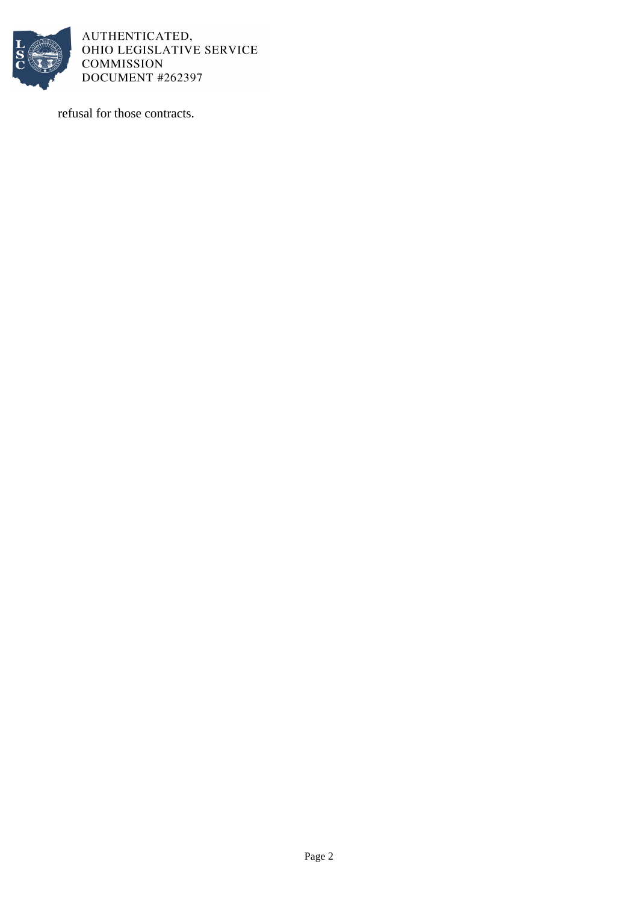refusal for those contracts.